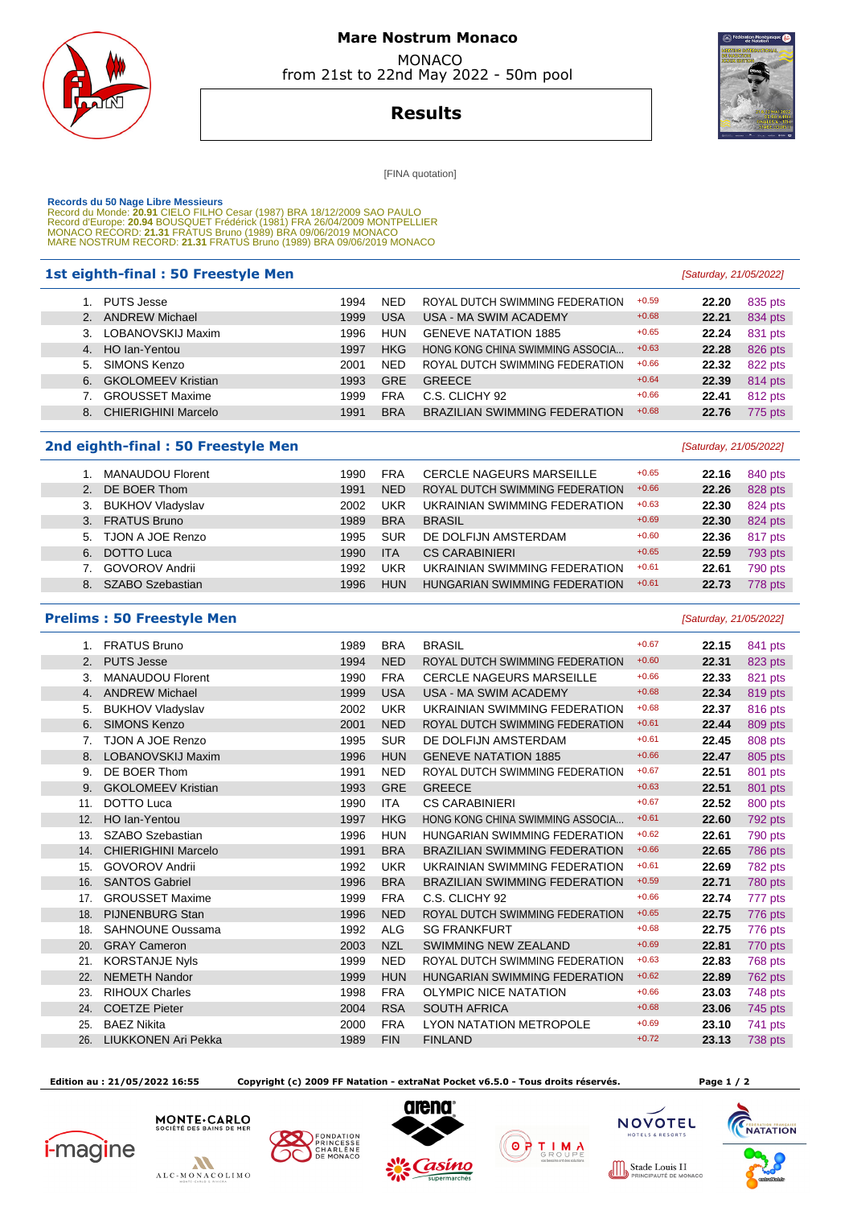# Mare Nostrum Monaco

MONACO
from 21st to 22nd May 2022 - 50m pool

## Results

[FINA quotation]

**Records du 50 Nage Libre Messieurs**
Record du Monde: **20.91** CIELO FILHO Cesar (1987) BRA 18/12/2009 SAO PAULO
Record d'Europe: **20.94** BOUSQUET Frédérick (1981) FRA 26/04/2009 MONTPELLIER
MONACO RECORD: **21.31** FRATUS Bruno (1989) BRA 09/06/2019 MONACO
MARE NOSTRUM RECORD: **21.31** FRATUS Bruno (1989) BRA 09/06/2019 MONACO

### 1st eighth-final : 50 Freestyle Men

*[Saturday, 21/05/2022]*

| Rank | Name | Year | Nat | Club | Reaction | Time | Points |
|---|---|---|---|---|---|---|---|
| 1. | PUTS Jesse | 1994 | NED | ROYAL DUTCH SWIMMING FEDERATION | +0.59 | **22.20** | 835 pts |
| 2. | ANDREW Michael | 1999 | USA | USA - MA SWIM ACADEMY | +0.68 | **22.21** | 834 pts |
| 3. | LOBANOVSKIJ Maxim | 1996 | HUN | GENEVE NATATION 1885 | +0.65 | **22.24** | 831 pts |
| 4. | HO Ian-Yentou | 1997 | HKG | HONG KONG CHINA SWIMMING ASSOCIA... | +0.63 | **22.28** | 826 pts |
| 5. | SIMONS Kenzo | 2001 | NED | ROYAL DUTCH SWIMMING FEDERATION | +0.66 | **22.32** | 822 pts |
| 6. | GKOLOMEEV Kristian | 1993 | GRE | GREECE | +0.64 | **22.39** | 814 pts |
| 7. | GROUSSET Maxime | 1999 | FRA | C.S. CLICHY 92 | +0.66 | **22.41** | 812 pts |
| 8. | CHIERIGHINI Marcelo | 1991 | BRA | BRAZILIAN SWIMMING FEDERATION | +0.68 | **22.76** | 775 pts |

### 2nd eighth-final : 50 Freestyle Men

*[Saturday, 21/05/2022]*

| Rank | Name | Year | Nat | Club | Reaction | Time | Points |
|---|---|---|---|---|---|---|---|
| 1. | MANAUDOU Florent | 1990 | FRA | CERCLE NAGEURS MARSEILLE | +0.65 | **22.16** | 840 pts |
| 2. | DE BOER Thom | 1991 | NED | ROYAL DUTCH SWIMMING FEDERATION | +0.66 | **22.26** | 828 pts |
| 3. | BUKHOV Vladyslav | 2002 | UKR | UKRAINIAN SWIMMING FEDERATION | +0.63 | **22.30** | 824 pts |
| 3. | FRATUS Bruno | 1989 | BRA | BRASIL | +0.69 | **22.30** | 824 pts |
| 5. | TJON A JOE Renzo | 1995 | SUR | DE DOLFIJN AMSTERDAM | +0.60 | **22.36** | 817 pts |
| 6. | DOTTO Luca | 1990 | ITA | CS CARABINIERI | +0.65 | **22.59** | 793 pts |
| 7. | GOVOROV Andrii | 1992 | UKR | UKRAINIAN SWIMMING FEDERATION | +0.61 | **22.61** | 790 pts |
| 8. | SZABO Szebastian | 1996 | HUN | HUNGARIAN SWIMMING FEDERATION | +0.61 | **22.73** | 778 pts |

### Prelims : 50 Freestyle Men

*[Saturday, 21/05/2022]*

| Rank | Name | Year | Nat | Club | Reaction | Time | Points |
|---|---|---|---|---|---|---|---|
| 1. | FRATUS Bruno | 1989 | BRA | BRASIL | +0.67 | **22.15** | 841 pts |
| 2. | PUTS Jesse | 1994 | NED | ROYAL DUTCH SWIMMING FEDERATION | +0.60 | **22.31** | 823 pts |
| 3. | MANAUDOU Florent | 1990 | FRA | CERCLE NAGEURS MARSEILLE | +0.66 | **22.33** | 821 pts |
| 4. | ANDREW Michael | 1999 | USA | USA - MA SWIM ACADEMY | +0.68 | **22.34** | 819 pts |
| 5. | BUKHOV Vladyslav | 2002 | UKR | UKRAINIAN SWIMMING FEDERATION | +0.68 | **22.37** | 816 pts |
| 6. | SIMONS Kenzo | 2001 | NED | ROYAL DUTCH SWIMMING FEDERATION | +0.61 | **22.44** | 809 pts |
| 7. | TJON A JOE Renzo | 1995 | SUR | DE DOLFIJN AMSTERDAM | +0.61 | **22.45** | 808 pts |
| 8. | LOBANOVSKIJ Maxim | 1996 | HUN | GENEVE NATATION 1885 | +0.66 | **22.47** | 805 pts |
| 9. | DE BOER Thom | 1991 | NED | ROYAL DUTCH SWIMMING FEDERATION | +0.67 | **22.51** | 801 pts |
| 9. | GKOLOMEEV Kristian | 1993 | GRE | GREECE | +0.63 | **22.51** | 801 pts |
| 11. | DOTTO Luca | 1990 | ITA | CS CARABINIERI | +0.67 | **22.52** | 800 pts |
| 12. | HO Ian-Yentou | 1997 | HKG | HONG KONG CHINA SWIMMING ASSOCIA... | +0.61 | **22.60** | 792 pts |
| 13. | SZABO Szebastian | 1996 | HUN | HUNGARIAN SWIMMING FEDERATION | +0.62 | **22.61** | 790 pts |
| 14. | CHIERIGHINI Marcelo | 1991 | BRA | BRAZILIAN SWIMMING FEDERATION | +0.66 | **22.65** | 786 pts |
| 15. | GOVOROV Andrii | 1992 | UKR | UKRAINIAN SWIMMING FEDERATION | +0.61 | **22.69** | 782 pts |
| 16. | SANTOS Gabriel | 1996 | BRA | BRAZILIAN SWIMMING FEDERATION | +0.59 | **22.71** | 780 pts |
| 17. | GROUSSET Maxime | 1999 | FRA | C.S. CLICHY 92 | +0.66 | **22.74** | 777 pts |
| 18. | PIJNENBURG Stan | 1996 | NED | ROYAL DUTCH SWIMMING FEDERATION | +0.65 | **22.75** | 776 pts |
| 18. | SAHNOUNE Oussama | 1992 | ALG | SG FRANKFURT | +0.68 | **22.75** | 776 pts |
| 20. | GRAY Cameron | 2003 | NZL | SWIMMING NEW ZEALAND | +0.69 | **22.81** | 770 pts |
| 21. | KORSTANJE Nyls | 1999 | NED | ROYAL DUTCH SWIMMING FEDERATION | +0.63 | **22.83** | 768 pts |
| 22. | NEMETH Nandor | 1999 | HUN | HUNGARIAN SWIMMING FEDERATION | +0.62 | **22.89** | 762 pts |
| 23. | RIHOUX Charles | 1998 | FRA | OLYMPIC NICE NATATION | +0.66 | **23.03** | 748 pts |
| 24. | COETZE Pieter | 2004 | RSA | SOUTH AFRICA | +0.68 | **23.06** | 745 pts |
| 25. | BAEZ Nikita | 2000 | FRA | LYON NATATION METROPOLE | +0.69 | **23.10** | 741 pts |
| 26. | LIUKKONEN Ari Pekka | 1989 | FIN | FINLAND | +0.72 | **23.13** | 738 pts |

**Edition au : 21/05/2022 16:55** **Copyright (c) 2009 FF Natation - extraNat Pocket v6.5.0 - Tous droits réservés.**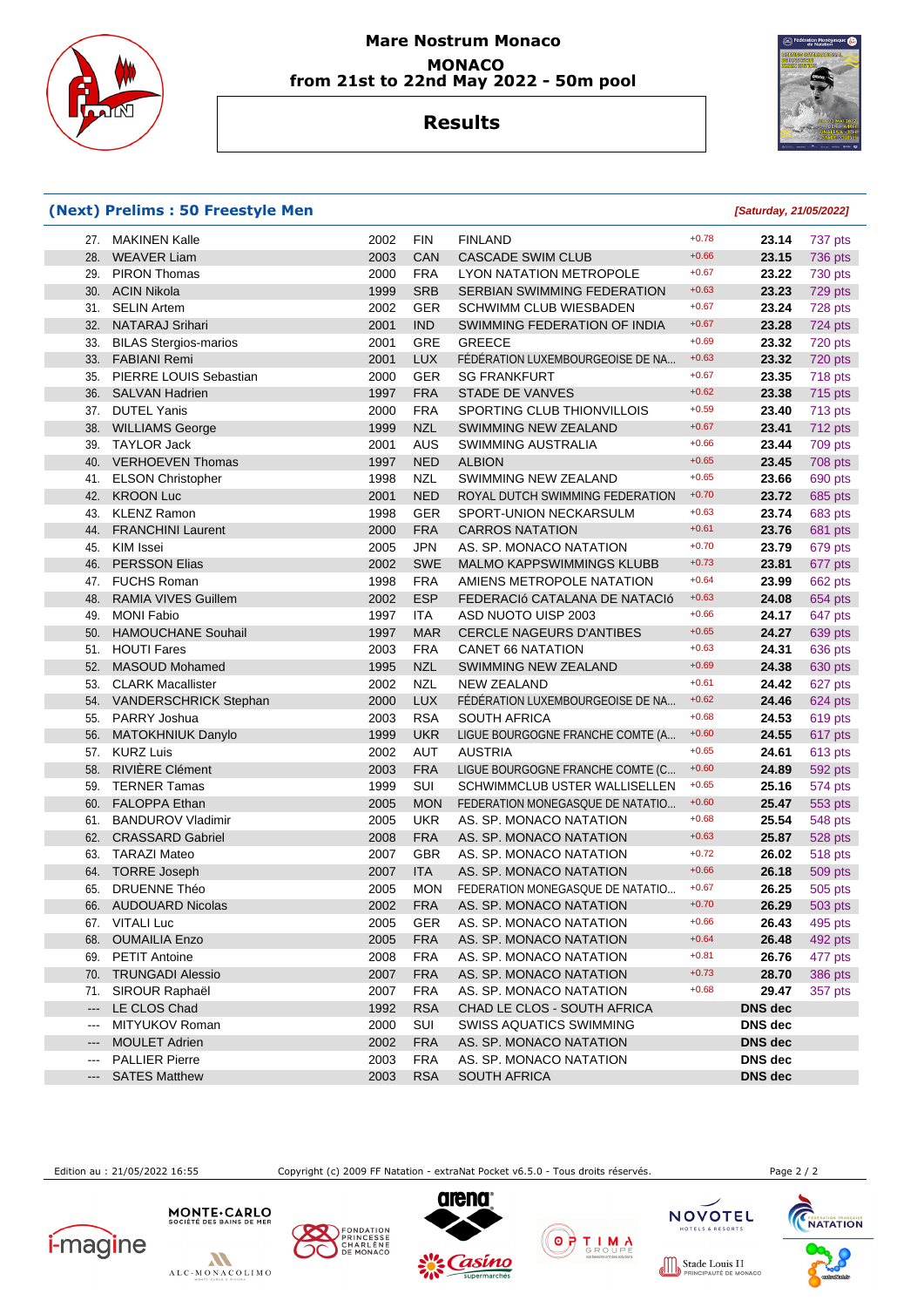# Mare Nostrum Monaco

**MONACO**
**from 21st to 22nd May 2022 - 50m pool**

## Results

### (Next) Prelims : 50 Freestyle Men

*[Saturday, 21/05/2022]*

| | | | | | | | |
|---|---|---|---|---|---|---|---|
| 27. | MAKINEN Kalle | 2002 | FIN | FINLAND | +0.78 | **23.14** | 737 pts |
| 28. | WEAVER Liam | 2003 | CAN | CASCADE SWIM CLUB | +0.66 | **23.15** | 736 pts |
| 29. | PIRON Thomas | 2000 | FRA | LYON NATATION METROPOLE | +0.67 | **23.22** | 730 pts |
| 30. | ACIN Nikola | 1999 | SRB | SERBIAN SWIMMING FEDERATION | +0.63 | **23.23** | 729 pts |
| 31. | SELIN Artem | 2002 | GER | SCHWIMM CLUB WIESBADEN | +0.67 | **23.24** | 728 pts |
| 32. | NATARAJ Srihari | 2001 | IND | SWIMMING FEDERATION OF INDIA | +0.67 | **23.28** | 724 pts |
| 33. | BILAS Stergios-marios | 2001 | GRE | GREECE | +0.69 | **23.32** | 720 pts |
| 33. | FABIANI Remi | 2001 | LUX | FÉDÉRATION LUXEMBOURGEOISE DE NA... | +0.63 | **23.32** | 720 pts |
| 35. | PIERRE LOUIS Sebastian | 2000 | GER | SG FRANKFURT | +0.67 | **23.35** | 718 pts |
| 36. | SALVAN Hadrien | 1997 | FRA | STADE DE VANVES | +0.62 | **23.38** | 715 pts |
| 37. | DUTEL Yanis | 2000 | FRA | SPORTING CLUB THIONVILLOIS | +0.59 | **23.40** | 713 pts |
| 38. | WILLIAMS George | 1999 | NZL | SWIMMING NEW ZEALAND | +0.67 | **23.41** | 712 pts |
| 39. | TAYLOR Jack | 2001 | AUS | SWIMMING AUSTRALIA | +0.66 | **23.44** | 709 pts |
| 40. | VERHOEVEN Thomas | 1997 | NED | ALBION | +0.65 | **23.45** | 708 pts |
| 41. | ELSON Christopher | 1998 | NZL | SWIMMING NEW ZEALAND | +0.65 | **23.66** | 690 pts |
| 42. | KROON Luc | 2001 | NED | ROYAL DUTCH SWIMMING FEDERATION | +0.70 | **23.72** | 685 pts |
| 43. | KLENZ Ramon | 1998 | GER | SPORT-UNION NECKARSULM | +0.63 | **23.74** | 683 pts |
| 44. | FRANCHINI Laurent | 2000 | FRA | CARROS NATATION | +0.61 | **23.76** | 681 pts |
| 45. | KIM Issei | 2005 | JPN | AS. SP. MONACO NATATION | +0.70 | **23.79** | 679 pts |
| 46. | PERSSON Elias | 2002 | SWE | MALMO KAPPSWIMMINGS KLUBB | +0.73 | **23.81** | 677 pts |
| 47. | FUCHS Roman | 1998 | FRA | AMIENS METROPOLE NATATION | +0.64 | **23.99** | 662 pts |
| 48. | RAMIA VIVES Guillem | 2002 | ESP | FEDERACIó CATALANA DE NATACIó | +0.63 | **24.08** | 654 pts |
| 49. | MONI Fabio | 1997 | ITA | ASD NUOTO UISP 2003 | +0.66 | **24.17** | 647 pts |
| 50. | HAMOUCHANE Souhail | 1997 | MAR | CERCLE NAGEURS D'ANTIBES | +0.65 | **24.27** | 639 pts |
| 51. | HOUTI Fares | 2003 | FRA | CANET 66 NATATION | +0.63 | **24.31** | 636 pts |
| 52. | MASOUD Mohamed | 1995 | NZL | SWIMMING NEW ZEALAND | +0.69 | **24.38** | 630 pts |
| 53. | CLARK Macallister | 2002 | NZL | NEW ZEALAND | +0.61 | **24.42** | 627 pts |
| 54. | VANDERSCHRICK Stephan | 2000 | LUX | FÉDÉRATION LUXEMBOURGEOISE DE NA... | +0.62 | **24.46** | 624 pts |
| 55. | PARRY Joshua | 2003 | RSA | SOUTH AFRICA | +0.68 | **24.53** | 619 pts |
| 56. | MATOKHNIUK Danylo | 1999 | UKR | LIGUE BOURGOGNE FRANCHE COMTE (A... | +0.60 | **24.55** | 617 pts |
| 57. | KURZ Luis | 2002 | AUT | AUSTRIA | +0.65 | **24.61** | 613 pts |
| 58. | RIVIÈRE Clément | 2003 | FRA | LIGUE BOURGOGNE FRANCHE COMTE (C... | +0.60 | **24.89** | 592 pts |
| 59. | TERNER Tamas | 1999 | SUI | SCHWIMMCLUB STADT WALLISELLEN | +0.65 | **25.16** | 574 pts |
| 60. | FALOPPA Ethan | 2005 | MON | FEDERATION MONEGASQUE DE NATATIO... | +0.60 | **25.47** | 553 pts |
| 61. | BANDUROV Vladimir | 2005 | UKR | AS. SP. MONACO NATATION | +0.68 | **25.54** | 548 pts |
| 62. | CRASSARD Gabriel | 2008 | FRA | AS. SP. MONACO NATATION | +0.63 | **25.87** | 528 pts |
| 63. | TARAZI Mateo | 2007 | GBR | AS. SP. MONACO NATATION | +0.72 | **26.02** | 518 pts |
| 64. | TORRE Joseph | 2007 | ITA | AS. SP. MONACO NATATION | +0.66 | **26.18** | 509 pts |
| 65. | DRUENNE Théo | 2005 | MON | FEDERATION MONEGASQUE DE NATATIO... | +0.67 | **26.25** | 505 pts |
| 66. | AUDOUARD Nicolas | 2002 | FRA | AS. SP. MONACO NATATION | +0.70 | **26.29** | 503 pts |
| 67. | VITALI Luc | 2005 | GER | AS. SP. MONACO NATATION | +0.66 | **26.43** | 495 pts |
| 68. | OUMAILIA Enzo | 2005 | FRA | AS. SP. MONACO NATATION | +0.64 | **26.48** | 492 pts |
| 69. | PETIT Antoine | 2008 | FRA | AS. SP. MONACO NATATION | +0.81 | **26.76** | 477 pts |
| 70. | TRUNGADI Alessio | 2007 | FRA | AS. SP. MONACO NATATION | +0.73 | **28.70** | 386 pts |
| 71. | SIROUR Raphaël | 2007 | FRA | AS. SP. MONACO NATATION | +0.68 | **29.47** | 357 pts |
| --- | LE CLOS Chad | 1992 | RSA | CHAD LE CLOS - SOUTH AFRICA | | **DNS dec** | |
| --- | MITYUKOV Roman | 2000 | SUI | SWISS AQUATICS SWIMMING | | **DNS dec** | |
| --- | MOULET Adrien | 2002 | FRA | AS. SP. MONACO NATATION | | **DNS dec** | |
| --- | PALLIER Pierre | 2003 | FRA | AS. SP. MONACO NATATION | | **DNS dec** | |
| --- | SATES Matthew | 2003 | RSA | SOUTH AFRICA | | **DNS dec** | |

Edition au : 21/05/2022 16:55 Copyright (c) 2009 FF Natation - extraNat Pocket v6.5.0 - Tous droits réservés.